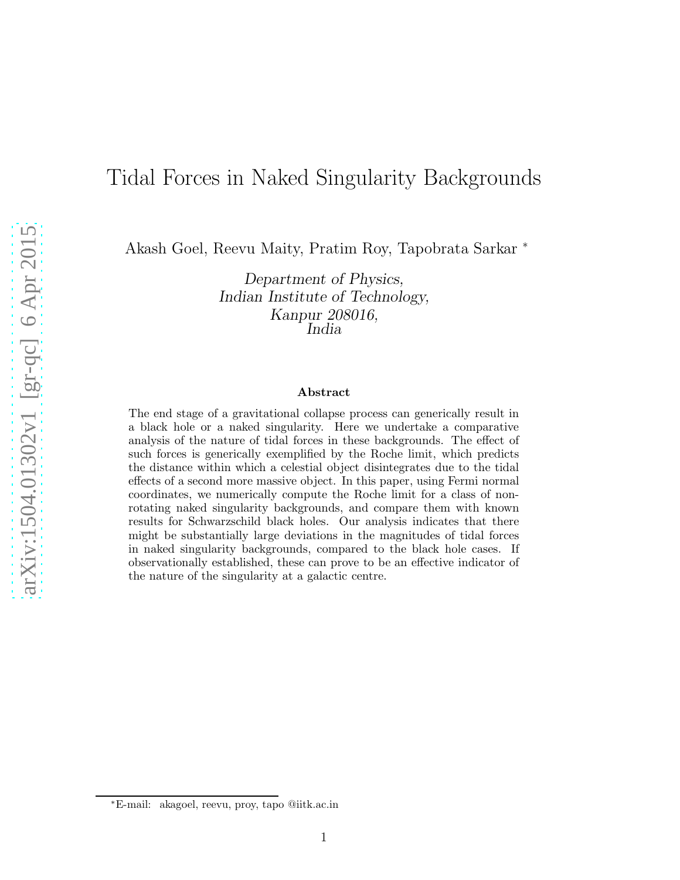# Tidal Forces in Naked Singularity Backgrounds

Akash Goel, Reevu Maity, Pratim Roy, Tapobrata Sarkar [*]

*Department of Physics,*
*Indian Institute of Technology,*
*Kanpur 208016,*
*India*

### Abstract

The end stage of a gravitational collapse process can generically result in a black hole or a naked singularity. Here we undertake a comparative analysis of the nature of tidal forces in these backgrounds. The effect of such forces is generically exemplified by the Roche limit, which predicts the distance within which a celestial object disintegrates due to the tidal effects of a second more massive object. In this paper, using Fermi normal coordinates, we numerically compute the Roche limit for a class of non-rotating naked singularity backgrounds, and compare them with known results for Schwarzschild black holes. Our analysis indicates that there might be substantially large deviations in the magnitudes of tidal forces in naked singularity backgrounds, compared to the black hole cases. If observationally established, these can prove to be an effective indicator of the nature of the singularity at a galactic centre.

---

[*] E-mail: akagoel, reevu, proy, tapo @iitk.ac.in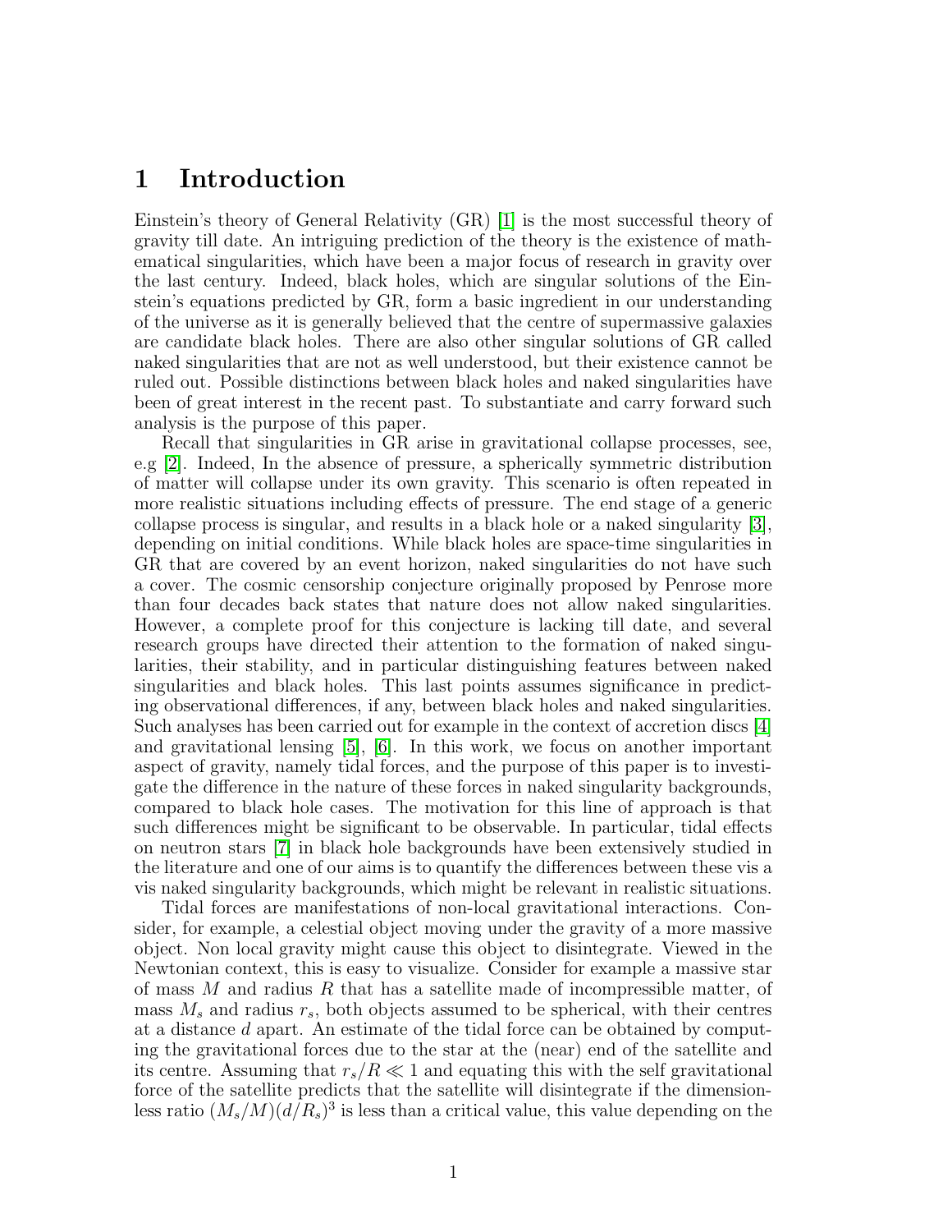# 1 Introduction

Einstein's theory of General Relativity (GR) [1] is the most successful theory of gravity till date. An intriguing prediction of the theory is the existence of mathematical singularities, which have been a major focus of research in gravity over the last century. Indeed, black holes, which are singular solutions of the Einstein's equations predicted by GR, form a basic ingredient in our understanding of the universe as it is generally believed that the centre of supermassive galaxies are candidate black holes. There are also other singular solutions of GR called naked singularities that are not as well understood, but their existence cannot be ruled out. Possible distinctions between black holes and naked singularities have been of great interest in the recent past. To substantiate and carry forward such analysis is the purpose of this paper.

Recall that singularities in GR arise in gravitational collapse processes, see, e.g [2]. Indeed, In the absence of pressure, a spherically symmetric distribution of matter will collapse under its own gravity. This scenario is often repeated in more realistic situations including effects of pressure. The end stage of a generic collapse process is singular, and results in a black hole or a naked singularity [3], depending on initial conditions. While black holes are space-time singularities in GR that are covered by an event horizon, naked singularities do not have such a cover. The cosmic censorship conjecture originally proposed by Penrose more than four decades back states that nature does not allow naked singularities. However, a complete proof for this conjecture is lacking till date, and several research groups have directed their attention to the formation of naked singularities, their stability, and in particular distinguishing features between naked singularities and black holes. This last points assumes significance in predicting observational differences, if any, between black holes and naked singularities. Such analyses has been carried out for example in the context of accretion discs [4] and gravitational lensing [5], [6]. In this work, we focus on another important aspect of gravity, namely tidal forces, and the purpose of this paper is to investigate the difference in the nature of these forces in naked singularity backgrounds, compared to black hole cases. The motivation for this line of approach is that such differences might be significant to be observable. In particular, tidal effects on neutron stars [7] in black hole backgrounds have been extensively studied in the literature and one of our aims is to quantify the differences between these vis a vis naked singularity backgrounds, which might be relevant in realistic situations.

Tidal forces are manifestations of non-local gravitational interactions. Consider, for example, a celestial object moving under the gravity of a more massive object. Non local gravity might cause this object to disintegrate. Viewed in the Newtonian context, this is easy to visualize. Consider for example a massive star of mass $M$ and radius $R$ that has a satellite made of incompressible matter, of mass $M_s$ and radius $r_s$, both objects assumed to be spherical, with their centres at a distance $d$ apart. An estimate of the tidal force can be obtained by computing the gravitational forces due to the star at the (near) end of the satellite and its centre. Assuming that $r_s/R \ll 1$ and equating this with the self gravitational force of the satellite predicts that the satellite will disintegrate if the dimensionless ratio $(M_s/M)(d/R_s)^3$ is less than a critical value, this value depending on the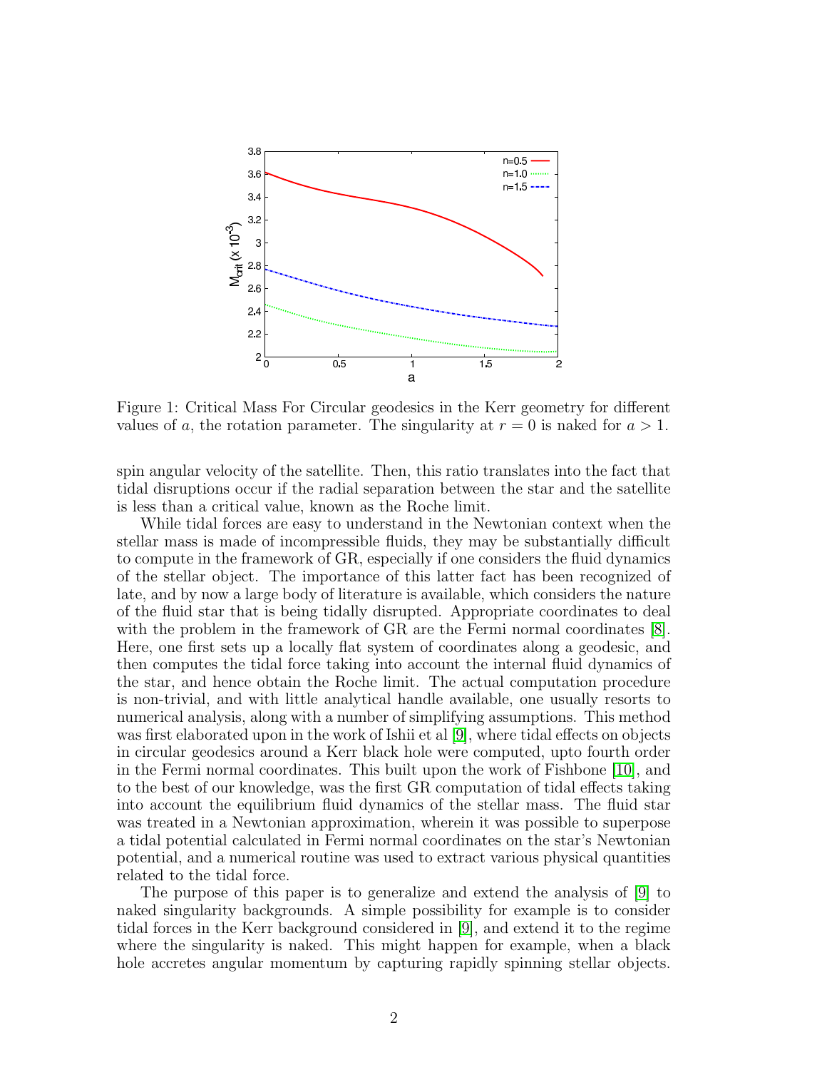Figure 1: Critical Mass For Circular geodesics in the Kerr geometry for different values of $a$, the rotation parameter. The singularity at $r = 0$ is naked for $a > 1$.

spin angular velocity of the satellite. Then, this ratio translates into the fact that tidal disruptions occur if the radial separation between the star and the satellite is less than a critical value, known as the Roche limit.

While tidal forces are easy to understand in the Newtonian context when the stellar mass is made of incompressible fluids, they may be substantially difficult to compute in the framework of GR, especially if one considers the fluid dynamics of the stellar object. The importance of this latter fact has been recognized of late, and by now a large body of literature is available, which considers the nature of the fluid star that is being tidally disrupted. Appropriate coordinates to deal with the problem in the framework of GR are the Fermi normal coordinates [8]. Here, one first sets up a locally flat system of coordinates along a geodesic, and then computes the tidal force taking into account the internal fluid dynamics of the star, and hence obtain the Roche limit. The actual computation procedure is non-trivial, and with little analytical handle available, one usually resorts to numerical analysis, along with a number of simplifying assumptions. This method was first elaborated upon in the work of Ishii et al [9], where tidal effects on objects in circular geodesics around a Kerr black hole were computed, upto fourth order in the Fermi normal coordinates. This built upon the work of Fishbone [10], and to the best of our knowledge, was the first GR computation of tidal effects taking into account the equilibrium fluid dynamics of the stellar mass. The fluid star was treated in a Newtonian approximation, wherein it was possible to superpose a tidal potential calculated in Fermi normal coordinates on the star's Newtonian potential, and a numerical routine was used to extract various physical quantities related to the tidal force.

The purpose of this paper is to generalize and extend the analysis of [9] to naked singularity backgrounds. A simple possibility for example is to consider tidal forces in the Kerr background considered in [9], and extend it to the regime where the singularity is naked. This might happen for example, when a black hole accretes angular momentum by capturing rapidly spinning stellar objects.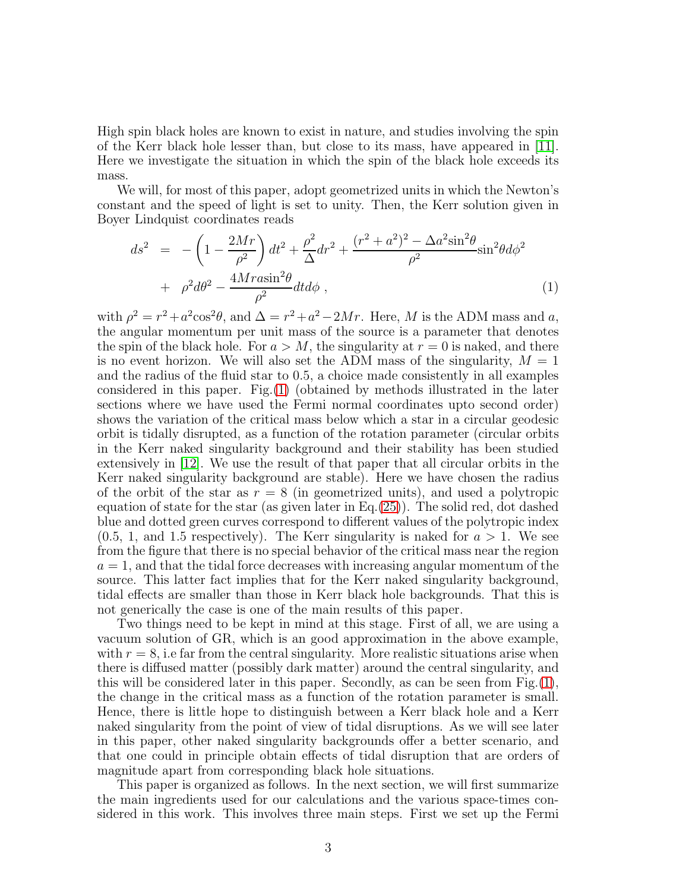High spin black holes are known to exist in nature, and studies involving the spin of the Kerr black hole lesser than, but close to its mass, have appeared in [11]. Here we investigate the situation in which the spin of the black hole exceeds its mass.

We will, for most of this paper, adopt geometrized units in which the Newton's constant and the speed of light is set to unity. Then, the Kerr solution given in Boyer Lindquist coordinates reads

$$
\begin{aligned}
ds^2 &= -\left(1-\frac{2Mr}{\rho^2}\right)dt^2 + \frac{\rho^2}{\Delta}dr^2 + \frac{(r^2+a^2)^2 - \Delta a^2 \sin^2\theta}{\rho^2}\sin^2\theta d\phi^2 \\
&+ \rho^2 d\theta^2 - \frac{4Mra\sin^2\theta}{\rho^2}dt d\phi ~,
\end{aligned}
\tag{1}
$$

with $\rho^2 = r^2 + a^2\cos^2\theta$, and $\Delta = r^2 + a^2 - 2Mr$. Here, $M$ is the ADM mass and $a$, the angular momentum per unit mass of the source is a parameter that denotes the spin of the black hole. For $a > M$, the singularity at $r = 0$ is naked, and there is no event horizon. We will also set the ADM mass of the singularity, $M = 1$ and the radius of the fluid star to 0.5, a choice made consistently in all examples considered in this paper. Fig.(1) (obtained by methods illustrated in the later sections where we have used the Fermi normal coordinates upto second order) shows the variation of the critical mass below which a star in a circular geodesic orbit is tidally disrupted, as a function of the rotation parameter (circular orbits in the Kerr naked singularity background and their stability has been studied extensively in [12]. We use the result of that paper that all circular orbits in the Kerr naked singularity background are stable). Here we have chosen the radius of the orbit of the star as $r = 8$ (in geometrized units), and used a polytropic equation of state for the star (as given later in Eq.(25)). The solid red, dot dashed blue and dotted green curves correspond to different values of the polytropic index (0.5, 1, and 1.5 respectively). The Kerr singularity is naked for $a > 1$. We see from the figure that there is no special behavior of the critical mass near the region $a = 1$, and that the tidal force decreases with increasing angular momentum of the source. This latter fact implies that for the Kerr naked singularity background, tidal effects are smaller than those in Kerr black hole backgrounds. That this is not generically the case is one of the main results of this paper.

Two things need to be kept in mind at this stage. First of all, we are using a vacuum solution of GR, which is an good approximation in the above example, with $r = 8$, i.e far from the central singularity. More realistic situations arise when there is diffused matter (possibly dark matter) around the central singularity, and this will be considered later in this paper. Secondly, as can be seen from Fig.(1), the change in the critical mass as a function of the rotation parameter is small. Hence, there is little hope to distinguish between a Kerr black hole and a Kerr naked singularity from the point of view of tidal disruptions. As we will see later in this paper, other naked singularity backgrounds offer a better scenario, and that one could in principle obtain effects of tidal disruption that are orders of magnitude apart from corresponding black hole situations.

This paper is organized as follows. In the next section, we will first summarize the main ingredients used for our calculations and the various space-times considered in this work. This involves three main steps. First we set up the Fermi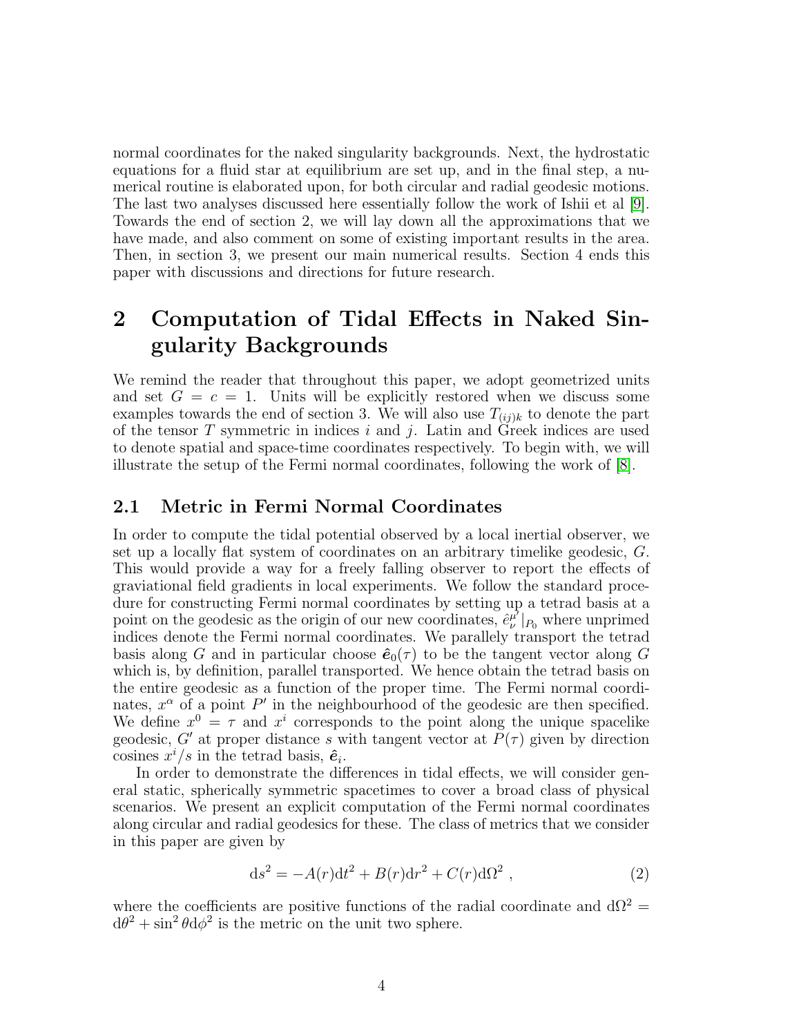normal coordinates for the naked singularity backgrounds. Next, the hydrostatic equations for a fluid star at equilibrium are set up, and in the final step, a numerical routine is elaborated upon, for both circular and radial geodesic motions. The last two analyses discussed here essentially follow the work of Ishii et al [9]. Towards the end of section 2, we will lay down all the approximations that we have made, and also comment on some of existing important results in the area. Then, in section 3, we present our main numerical results. Section 4 ends this paper with discussions and directions for future research.

# 2 Computation of Tidal Effects in Naked Singularity Backgrounds

We remind the reader that throughout this paper, we adopt geometrized units and set $G = c = 1$. Units will be explicitly restored when we discuss some examples towards the end of section 3. We will also use $T_{(ij)k}$ to denote the part of the tensor $T$ symmetric in indices $i$ and $j$. Latin and Greek indices are used to denote spatial and space-time coordinates respectively. To begin with, we will illustrate the setup of the Fermi normal coordinates, following the work of [8].

## 2.1 Metric in Fermi Normal Coordinates

In order to compute the tidal potential observed by a local inertial observer, we set up a locally flat system of coordinates on an arbitrary timelike geodesic, $G$. This would provide a way for a freely falling observer to report the effects of graviational field gradients in local experiments. We follow the standard procedure for constructing Fermi normal coordinates by setting up a tetrad basis at a point on the geodesic as the origin of our new coordinates, $\hat{e}^{\mu'}_{\nu}|_{P_0}$ where unprimed indices denote the Fermi normal coordinates. We parallely transport the tetrad basis along $G$ and in particular choose $\hat{\boldsymbol{e}}_0(\tau)$ to be the tangent vector along $G$ which is, by definition, parallel transported. We hence obtain the tetrad basis on the entire geodesic as a function of the proper time. The Fermi normal coordinates, $x^\alpha$ of a point $P'$ in the neighbourhood of the geodesic are then specified. We define $x^0 = \tau$ and $x^i$ corresponds to the point along the unique spacelike geodesic, $G'$ at proper distance $s$ with tangent vector at $P(\tau)$ given by direction cosines $x^i/s$ in the tetrad basis, $\hat{\boldsymbol{e}}_i$.

In order to demonstrate the differences in tidal effects, we will consider general static, spherically symmetric spacetimes to cover a broad class of physical scenarios. We present an explicit computation of the Fermi normal coordinates along circular and radial geodesics for these. The class of metrics that we consider in this paper are given by

$$\mathrm{d}s^2 = -A(r)\mathrm{d}t^2 + B(r)\mathrm{d}r^2 + C(r)\mathrm{d}\Omega^2 \; , \tag{2}$$

where the coefficients are positive functions of the radial coordinate and $\mathrm{d}\Omega^2 = \mathrm{d}\theta^2 + \sin^2\theta \mathrm{d}\phi^2$ is the metric on the unit two sphere.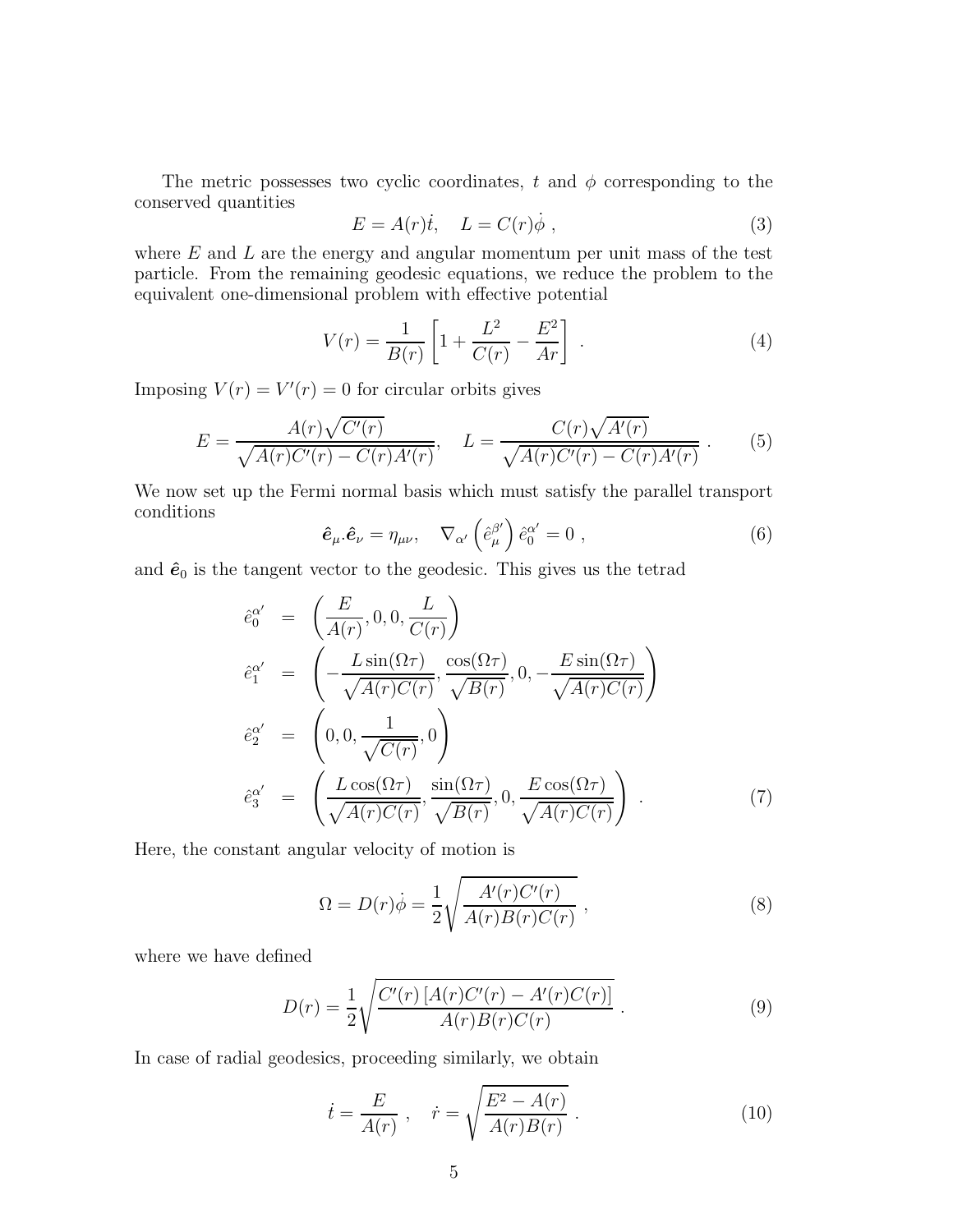The metric possesses two cyclic coordinates, $t$ and $\phi$ corresponding to the conserved quantities

$$E = A(r)\dot{t}, \quad L = C(r)\dot{\phi} \ , \tag{3}$$

where $E$ and $L$ are the energy and angular momentum per unit mass of the test particle. From the remaining geodesic equations, we reduce the problem to the equivalent one-dimensional problem with effective potential

$$V(r) = \frac{1}{B(r)}\left[1 + \frac{L^2}{C(r)} - \frac{E^2}{Ar}\right] \ . \tag{4}$$

Imposing $V(r) = V'(r) = 0$ for circular orbits gives

$$E = \frac{A(r)\sqrt{C'(r)}}{\sqrt{A(r)C'(r) - C(r)A'(r)}}, \quad L = \frac{C(r)\sqrt{A'(r)}}{\sqrt{A(r)C'(r) - C(r)A'(r)}} \ . \tag{5}$$

We now set up the Fermi normal basis which must satisfy the parallel transport conditions

$$\hat{\boldsymbol{e}}_\mu . \hat{\boldsymbol{e}}_\nu = \eta_{\mu\nu}, \quad \nabla_{\alpha'}\left(\hat{e}^{\beta'}_\mu\right)\hat{e}^{\alpha'}_0 = 0 \ , \tag{6}$$

and $\hat{\boldsymbol{e}}_0$ is the tangent vector to the geodesic. This gives us the tetrad

$$\begin{aligned}
\hat{e}^{\alpha'}_0 &= \left(\frac{E}{A(r)}, 0, 0, \frac{L}{C(r)}\right) \\
\hat{e}^{\alpha'}_1 &= \left(-\frac{L\sin(\Omega\tau)}{\sqrt{A(r)C(r)}}, \frac{\cos(\Omega\tau)}{\sqrt{B(r)}}, 0, -\frac{E\sin(\Omega\tau)}{\sqrt{A(r)C(r)}}\right) \\
\hat{e}^{\alpha'}_2 &= \left(0, 0, \frac{1}{\sqrt{C(r)}}, 0\right) \\
\hat{e}^{\alpha'}_3 &= \left(\frac{L\cos(\Omega\tau)}{\sqrt{A(r)C(r)}}, \frac{\sin(\Omega\tau)}{\sqrt{B(r)}}, 0, \frac{E\cos(\Omega\tau)}{\sqrt{A(r)C(r)}}\right) \ .
\end{aligned} \tag{7}$$

Here, the constant angular velocity of motion is

$$\Omega = D(r)\dot{\phi} = \frac{1}{2}\sqrt{\frac{A'(r)C'(r)}{A(r)B(r)C(r)}} \ , \tag{8}$$

where we have defined

$$D(r) = \frac{1}{2}\sqrt{\frac{C'(r)\left[A(r)C'(r) - A'(r)C(r)\right]}{A(r)B(r)C(r)}} \ . \tag{9}$$

In case of radial geodesics, proceeding similarly, we obtain

$$\dot{t} = \frac{E}{A(r)} \ , \quad \dot{r} = \sqrt{\frac{E^2 - A(r)}{A(r)B(r)}} \ . \tag{10}$$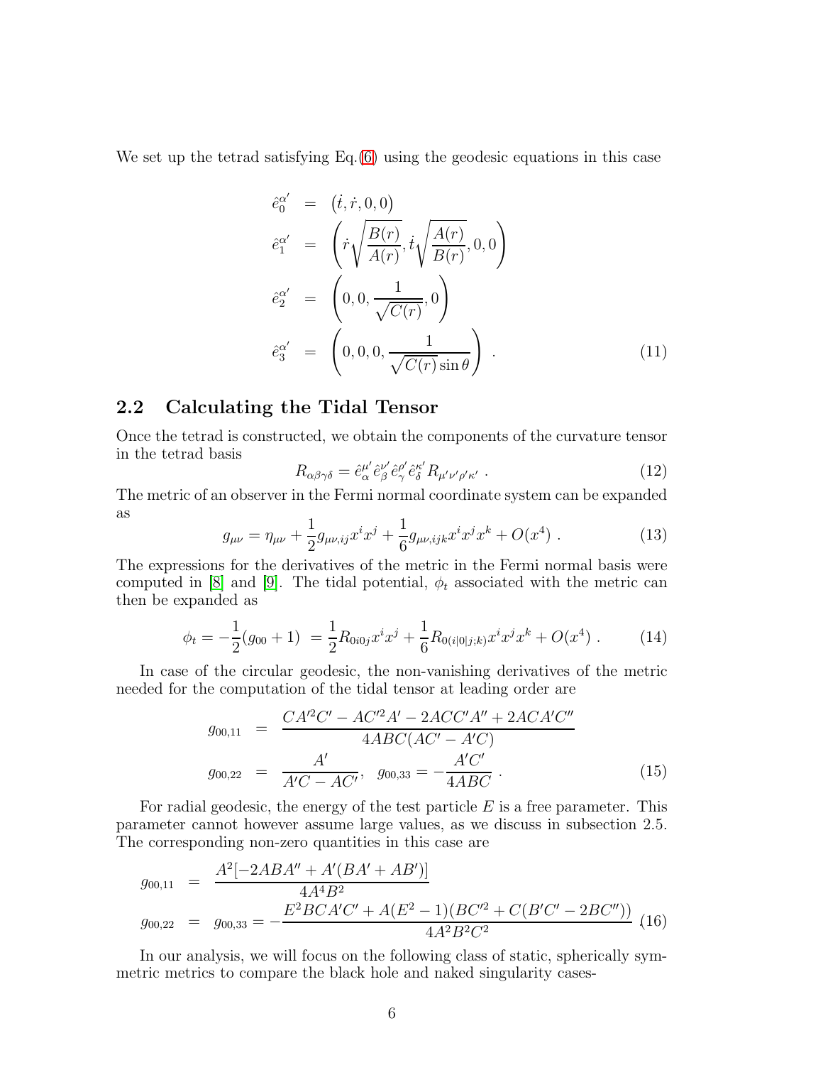We set up the tetrad satisfying Eq.(6) using the geodesic equations in this case

$$
\begin{aligned}
\hat{e}_0^{\alpha'} &= \left(\dot{t}, \dot{r}, 0, 0\right) \\
\hat{e}_1^{\alpha'} &= \left(\dot{r}\sqrt{\frac{B(r)}{A(r)}}, \dot{t}\sqrt{\frac{A(r)}{B(r)}}, 0, 0\right) \\
\hat{e}_2^{\alpha'} &= \left(0, 0, \frac{1}{\sqrt{C(r)}}, 0\right) \\
\hat{e}_3^{\alpha'} &= \left(0, 0, 0, \frac{1}{\sqrt{C(r)}\sin\theta}\right) \ . 
\end{aligned} \tag{11}
$$

## 2.2 Calculating the Tidal Tensor

Once the tetrad is constructed, we obtain the components of the curvature tensor in the tetrad basis

$$
R_{\alpha\beta\gamma\delta} = \hat{e}_\alpha^{\mu'}\hat{e}_\beta^{\nu'}\hat{e}_\gamma^{\rho'}\hat{e}_\delta^{\kappa'} R_{\mu'\nu'\rho'\kappa'} \ . \tag{12}
$$

The metric of an observer in the Fermi normal coordinate system can be expanded as

$$
g_{\mu\nu} = \eta_{\mu\nu} + \frac{1}{2}g_{\mu\nu,ij}x^i x^j + \frac{1}{6}g_{\mu\nu,ijk}x^i x^j x^k + O(x^4) \ . \tag{13}
$$

The expressions for the derivatives of the metric in the Fermi normal basis were computed in [8] and [9]. The tidal potential, $\phi_t$ associated with the metric can then be expanded as

$$
\phi_t = -\frac{1}{2}(g_{00}+1) \ = \frac{1}{2}R_{0i0j}x^i x^j + \frac{1}{6}R_{0(i|0|j;k)}x^i x^j x^k + O(x^4) \ . \tag{14}
$$

In case of the circular geodesic, the non-vanishing derivatives of the metric needed for the computation of the tidal tensor at leading order are

$$
\begin{aligned}
g_{00,11} &= \frac{CA'^2C' - AC'^2A' - 2ACC'A'' + 2ACA'C''}{4ABC(AC' - A'C)} \\
g_{00,22} &= \frac{A'}{A'C - AC'}, \quad g_{00,33} = -\frac{A'C'}{4ABC} \ . 
\end{aligned} \tag{15}
$$

For radial geodesic, the energy of the test particle $E$ is a free parameter. This parameter cannot however assume large values, as we discuss in subsection 2.5. The corresponding non-zero quantities in this case are

$$
\begin{aligned}
g_{00,11} &= \frac{A^2[-2ABA'' + A'(BA' + AB')]}{4A^4B^2} \\
g_{00,22} &= g_{00,33} = -\frac{E^2BCA'C' + A(E^2-1)(BC'^2 + C(B'C' - 2BC''))}{4A^2B^2C^2}
\end{aligned} \tag{16}
$$

In our analysis, we will focus on the following class of static, spherically symmetric metrics to compare the black hole and naked singularity cases-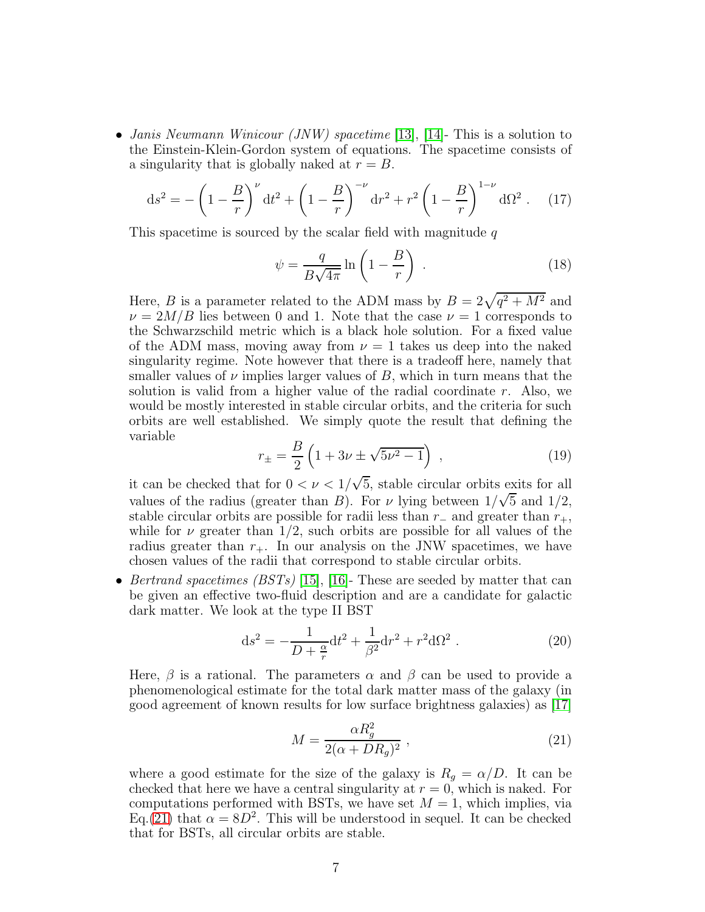- *Janis Newmann Winicour (JNW) spacetime* [13], [14]- This is a solution to the Einstein-Klein-Gordon system of equations. The spacetime consists of a singularity that is globally naked at $r = B$.

$$\mathrm{d}s^2 = -\left(1 - \frac{B}{r}\right)^{\nu} \mathrm{d}t^2 + \left(1 - \frac{B}{r}\right)^{-\nu} \mathrm{d}r^2 + r^2 \left(1 - \frac{B}{r}\right)^{1-\nu} \mathrm{d}\Omega^2 \ . \quad (17)$$

This spacetime is sourced by the scalar field with magnitude $q$

$$\psi = \frac{q}{B\sqrt{4\pi}} \ln\left(1 - \frac{B}{r}\right) \ . \quad (18)$$

Here, $B$ is a parameter related to the ADM mass by $B = 2\sqrt{q^2 + M^2}$ and $\nu = 2M/B$ lies between 0 and 1. Note that the case $\nu = 1$ corresponds to the Schwarzschild metric which is a black hole solution. For a fixed value of the ADM mass, moving away from $\nu = 1$ takes us deep into the naked singularity regime. Note however that there is a tradeoff here, namely that smaller values of $\nu$ implies larger values of $B$, which in turn means that the solution is valid from a higher value of the radial coordinate $r$. Also, we would be mostly interested in stable circular orbits, and the criteria for such orbits are well established. We simply quote the result that defining the variable

$$r_{\pm} = \frac{B}{2}\left(1 + 3\nu \pm \sqrt{5\nu^2 - 1}\right) \ , \quad (19)$$

it can be checked that for $0 < \nu < 1/\sqrt{5}$, stable circular orbits exits for all values of the radius (greater than $B$). For $\nu$ lying between $1/\sqrt{5}$ and $1/2$, stable circular orbits are possible for radii less than $r_-$ and greater than $r_+$, while for $\nu$ greater than $1/2$, such orbits are possible for all values of the radius greater than $r_+$. In our analysis on the JNW spacetimes, we have chosen values of the radii that correspond to stable circular orbits.

- *Bertrand spacetimes (BSTs)* [15], [16]- These are seeded by matter that can be given an effective two-fluid description and are a candidate for galactic dark matter. We look at the type II BST

$$\mathrm{d}s^2 = -\frac{1}{D + \frac{\alpha}{r}}\mathrm{d}t^2 + \frac{1}{\beta^2}\mathrm{d}r^2 + r^2\mathrm{d}\Omega^2 \ . \quad (20)$$

Here, $\beta$ is a rational. The parameters $\alpha$ and $\beta$ can be used to provide a phenomenological estimate for the total dark matter mass of the galaxy (in good agreement of known results for low surface brightness galaxies) as [17]

$$M = \frac{\alpha R_g^2}{2(\alpha + DR_g)^2} \ , \quad (21)$$

where a good estimate for the size of the galaxy is $R_g = \alpha/D$. It can be checked that here we have a central singularity at $r = 0$, which is naked. For computations performed with BSTs, we have set $M = 1$, which implies, via Eq.(21) that $\alpha = 8D^2$. This will be understood in sequel. It can be checked that for BSTs, all circular orbits are stable.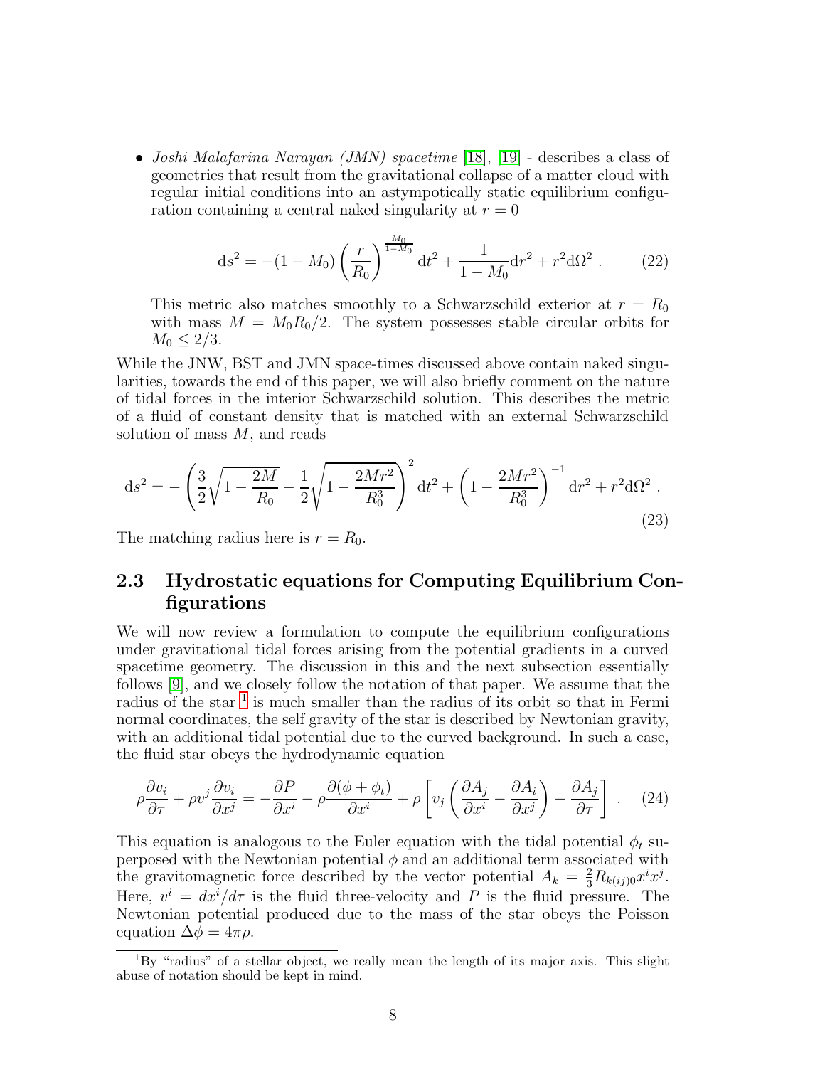- *Joshi Malafarina Narayan (JMN) spacetime* [18], [19] - describes a class of geometries that result from the gravitational collapse of a matter cloud with regular initial conditions into an astympotically static equilibrium configuration containing a central naked singularity at $r = 0$

$$
\mathrm{d}s^2 = -(1 - M_0)\left(\frac{r}{R_0}\right)^{\frac{M_0}{1-M_0}} \mathrm{d}t^2 + \frac{1}{1 - M_0}\mathrm{d}r^2 + r^2\mathrm{d}\Omega^2 \; . \tag{22}
$$

  This metric also matches smoothly to a Schwarzschild exterior at $r = R_0$ with mass $M = M_0 R_0/2$. The system possesses stable circular orbits for $M_0 \leq 2/3$.

While the JNW, BST and JMN space-times discussed above contain naked singularities, towards the end of this paper, we will also briefly comment on the nature of tidal forces in the interior Schwarzschild solution. This describes the metric of a fluid of constant density that is matched with an external Schwarzschild solution of mass $M$, and reads

$$
\mathrm{d}s^2 = -\left(\frac{3}{2}\sqrt{1 - \frac{2M}{R_0}} - \frac{1}{2}\sqrt{1 - \frac{2Mr^2}{R_0^3}}\right)^2 \mathrm{d}t^2 + \left(1 - \frac{2Mr^2}{R_0^3}\right)^{-1} \mathrm{d}r^2 + r^2\mathrm{d}\Omega^2 \; . \tag{23}
$$

The matching radius here is $r = R_0$.

### 2.3 Hydrostatic equations for Computing Equilibrium Configurations

We will now review a formulation to compute the equilibrium configurations under gravitational tidal forces arising from the potential gradients in a curved spacetime geometry. The discussion in this and the next subsection essentially follows [9], and we closely follow the notation of that paper. We assume that the radius of the star [1] is much smaller than the radius of its orbit so that in Fermi normal coordinates, the self gravity of the star is described by Newtonian gravity, with an additional tidal potential due to the curved background. In such a case, the fluid star obeys the hydrodynamic equation

$$
\rho\frac{\partial v_i}{\partial \tau} + \rho v^j \frac{\partial v_i}{\partial x^j} = -\frac{\partial P}{\partial x^i} - \rho\frac{\partial(\phi + \phi_t)}{\partial x^i} + \rho\left[v_j\left(\frac{\partial A_j}{\partial x^i} - \frac{\partial A_i}{\partial x^j}\right) - \frac{\partial A_j}{\partial \tau}\right] \; . \tag{24}
$$

This equation is analogous to the Euler equation with the tidal potential $\phi_t$ superposed with the Newtonian potential $\phi$ and an additional term associated with the gravitomagnetic force described by the vector potential $A_k = \frac{2}{3}R_{k(ij)0}x^i x^j$. Here, $v^i = dx^i/d\tau$ is the fluid three-velocity and $P$ is the fluid pressure. The Newtonian potential produced due to the mass of the star obeys the Poisson equation $\Delta\phi = 4\pi\rho$.

[1] By "radius" of a stellar object, we really mean the length of its major axis. This slight abuse of notation should be kept in mind.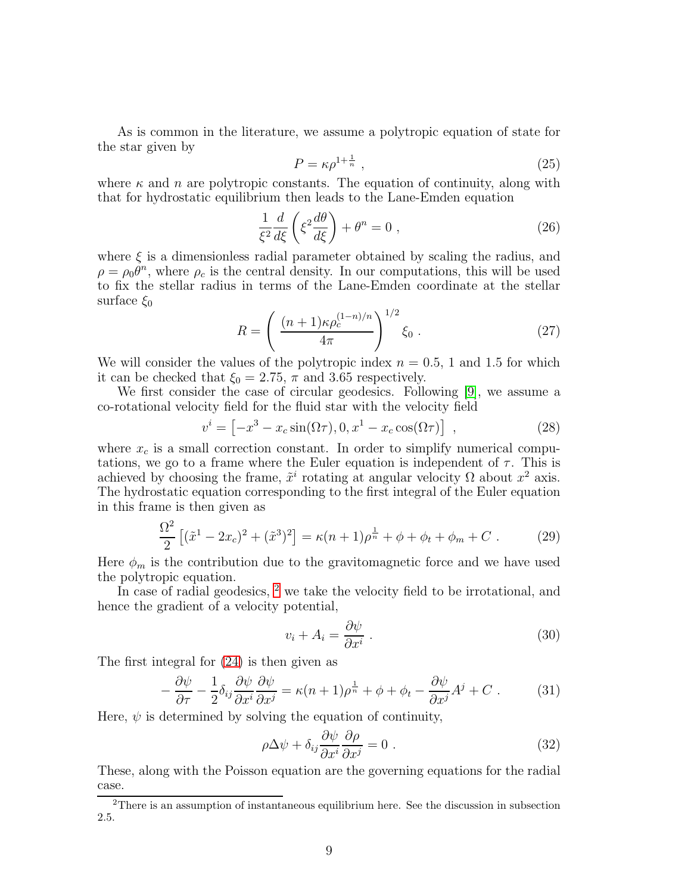As is common in the literature, we assume a polytropic equation of state for the star given by

$$P = \kappa \rho^{1+\frac{1}{n}} , \tag{25}$$

where $\kappa$ and $n$ are polytropic constants. The equation of continuity, along with that for hydrostatic equilibrium then leads to the Lane-Emden equation

$$\frac{1}{\xi^2}\frac{d}{d\xi}\left(\xi^2 \frac{d\theta}{d\xi}\right) + \theta^n = 0 , \tag{26}$$

where $\xi$ is a dimensionless radial parameter obtained by scaling the radius, and $\rho = \rho_0 \theta^n$, where $\rho_c$ is the central density. In our computations, this will be used to fix the stellar radius in terms of the Lane-Emden coordinate at the stellar surface $\xi_0$

$$R = \left( \frac{(n+1)\kappa \rho_c^{(1-n)/n}}{4\pi} \right)^{1/2} \xi_0 . \tag{27}$$

We will consider the values of the polytropic index $n = 0.5$, 1 and 1.5 for which it can be checked that $\xi_0 = 2.75$, $\pi$ and 3.65 respectively.

We first consider the case of circular geodesics. Following [9], we assume a co-rotational velocity field for the fluid star with the velocity field

$$v^i = \left[-x^3 - x_c \sin(\Omega\tau), 0, x^1 - x_c \cos(\Omega\tau)\right] , \tag{28}$$

where $x_c$ is a small correction constant. In order to simplify numerical computations, we go to a frame where the Euler equation is independent of $\tau$. This is achieved by choosing the frame, $\tilde{x}^i$ rotating at angular velocity $\Omega$ about $x^2$ axis. The hydrostatic equation corresponding to the first integral of the Euler equation in this frame is then given as

$$\frac{\Omega^2}{2}\left[(\tilde{x}^1 - 2x_c)^2 + (\tilde{x}^3)^2\right] = \kappa(n+1)\rho^{\frac{1}{n}} + \phi + \phi_t + \phi_m + C . \tag{29}$$

Here $\phi_m$ is the contribution due to the gravitomagnetic force and we have used the polytropic equation.

In case of radial geodesics, [2] we take the velocity field to be irrotational, and hence the gradient of a velocity potential,

$$v_i + A_i = \frac{\partial \psi}{\partial x^i} . \tag{30}$$

The first integral for (24) is then given as

$$-\frac{\partial \psi}{\partial \tau} - \frac{1}{2}\delta_{ij}\frac{\partial \psi}{\partial x^i}\frac{\partial \psi}{\partial x^j} = \kappa(n+1)\rho^{\frac{1}{n}} + \phi + \phi_t - \frac{\partial \psi}{\partial x^j}A^j + C . \tag{31}$$

Here, $\psi$ is determined by solving the equation of continuity,

$$\rho \Delta \psi + \delta_{ij}\frac{\partial \psi}{\partial x^i}\frac{\partial \rho}{\partial x^j} = 0 . \tag{32}$$

These, along with the Poisson equation are the governing equations for the radial case.

[2] There is an assumption of instantaneous equilibrium here. See the discussion in subsection 2.5.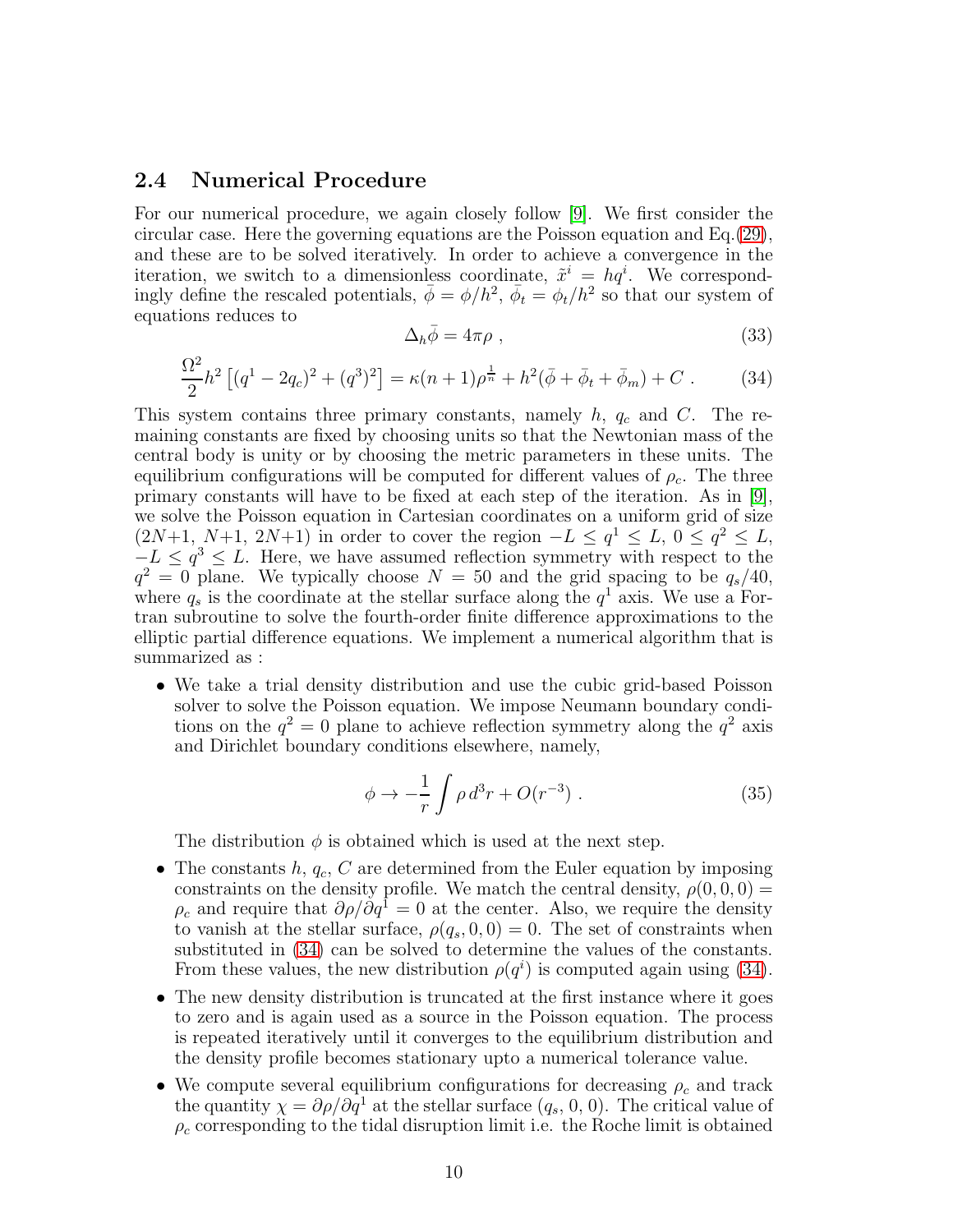### 2.4 Numerical Procedure

For our numerical procedure, we again closely follow [9]. We first consider the circular case. Here the governing equations are the Poisson equation and Eq.(29), and these are to be solved iteratively. In order to achieve a convergence in the iteration, we switch to a dimensionless coordinate, $\tilde{x}^i = hq^i$. We correspondingly define the rescaled potentials, $\bar{\phi} = \phi/h^2$, $\bar{\phi}_t = \phi_t/h^2$ so that our system of equations reduces to

$$\Delta_h \bar{\phi} = 4\pi\rho \ , \tag{33}$$

$$\frac{\Omega^2}{2} h^2 \left[ (q^1 - 2q_c)^2 + (q^3)^2 \right] = \kappa(n+1)\rho^{\frac{1}{n}} + h^2(\bar{\phi} + \bar{\phi}_t + \bar{\phi}_m) + C \ . \tag{34}$$

This system contains three primary constants, namely $h$, $q_c$ and $C$. The remaining constants are fixed by choosing units so that the Newtonian mass of the central body is unity or by choosing the metric parameters in these units. The equilibrium configurations will be computed for different values of $\rho_c$. The three primary constants will have to be fixed at each step of the iteration. As in [9], we solve the Poisson equation in Cartesian coordinates on a uniform grid of size $(2N+1,\ N+1,\ 2N+1)$ in order to cover the region $-L \leq q^1 \leq L$, $0 \leq q^2 \leq L$, $-L \leq q^3 \leq L$. Here, we have assumed reflection symmetry with respect to the $q^2 = 0$ plane. We typically choose $N = 50$ and the grid spacing to be $q_s/40$, where $q_s$ is the coordinate at the stellar surface along the $q^1$ axis. We use a Fortran subroutine to solve the fourth-order finite difference approximations to the elliptic partial difference equations. We implement a numerical algorithm that is summarized as :

- We take a trial density distribution and use the cubic grid-based Poisson solver to solve the Poisson equation. We impose Neumann boundary conditions on the $q^2 = 0$ plane to achieve reflection symmetry along the $q^2$ axis and Dirichlet boundary conditions elsewhere, namely,

$$\phi \to -\frac{1}{r} \int \rho \, d^3r + O(r^{-3}) \ . \tag{35}$$

  The distribution $\phi$ is obtained which is used at the next step.

- The constants $h$, $q_c$, $C$ are determined from the Euler equation by imposing constraints on the density profile. We match the central density, $\rho(0,0,0) = \rho_c$ and require that $\partial\rho/\partial q^1 = 0$ at the center. Also, we require the density to vanish at the stellar surface, $\rho(q_s, 0, 0) = 0$. The set of constraints when substituted in (34) can be solved to determine the values of the constants. From these values, the new distribution $\rho(q^i)$ is computed again using (34).

- The new density distribution is truncated at the first instance where it goes to zero and is again used as a source in the Poisson equation. The process is repeated iteratively until it converges to the equilibrium distribution and the density profile becomes stationary upto a numerical tolerance value.

- We compute several equilibrium configurations for decreasing $\rho_c$ and track the quantity $\chi = \partial\rho/\partial q^1$ at the stellar surface $(q_s, 0, 0)$. The critical value of $\rho_c$ corresponding to the tidal disruption limit i.e. the Roche limit is obtained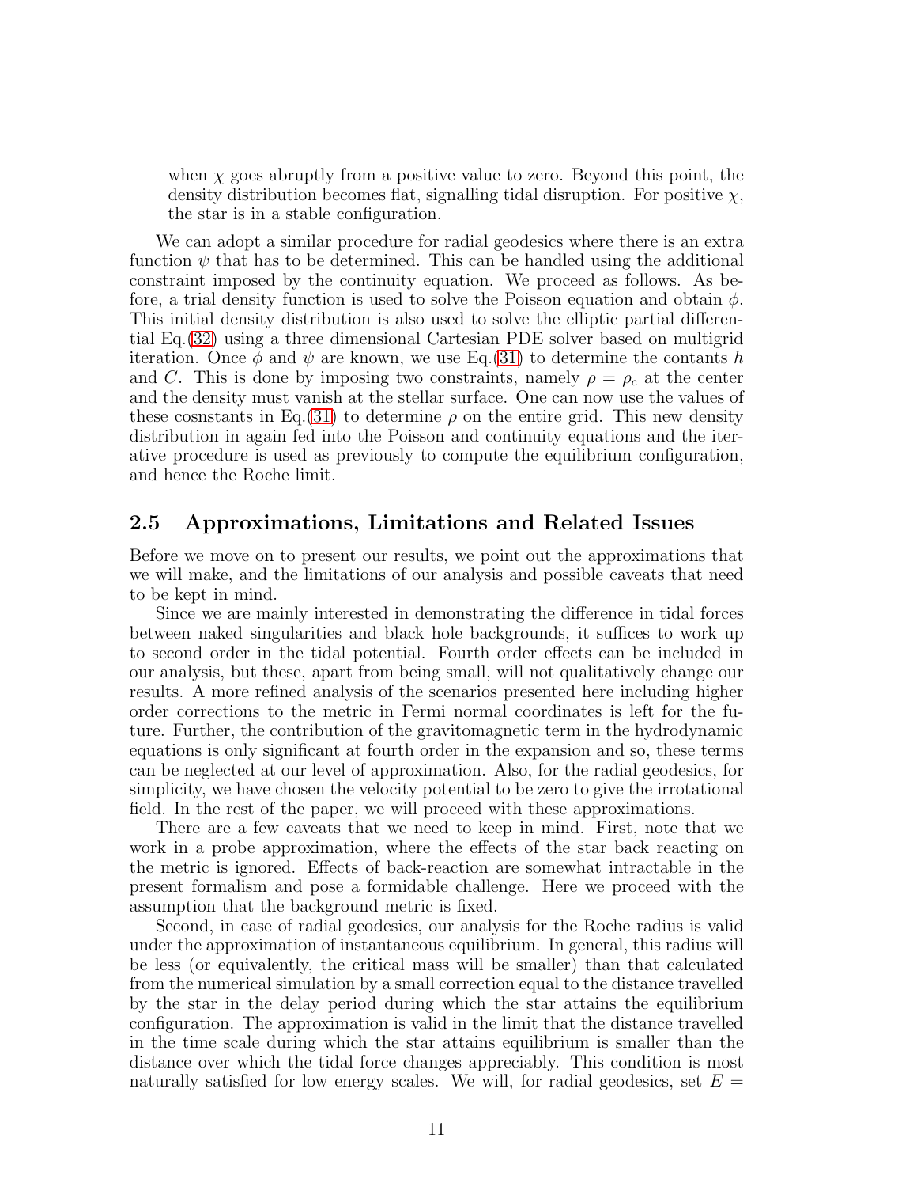when $\chi$ goes abruptly from a positive value to zero. Beyond this point, the density distribution becomes flat, signalling tidal disruption. For positive $\chi$, the star is in a stable configuration.

We can adopt a similar procedure for radial geodesics where there is an extra function $\psi$ that has to be determined. This can be handled using the additional constraint imposed by the continuity equation. We proceed as follows. As before, a trial density function is used to solve the Poisson equation and obtain $\phi$. This initial density distribution is also used to solve the elliptic partial differential Eq.(32) using a three dimensional Cartesian PDE solver based on multigrid iteration. Once $\phi$ and $\psi$ are known, we use Eq.(31) to determine the contants $h$ and $C$. This is done by imposing two constraints, namely $\rho = \rho_c$ at the center and the density must vanish at the stellar surface. One can now use the values of these cosnstants in Eq.(31) to determine $\rho$ on the entire grid. This new density distribution in again fed into the Poisson and continuity equations and the iterative procedure is used as previously to compute the equilibrium configuration, and hence the Roche limit.

## 2.5 Approximations, Limitations and Related Issues

Before we move on to present our results, we point out the approximations that we will make, and the limitations of our analysis and possible caveats that need to be kept in mind.

Since we are mainly interested in demonstrating the difference in tidal forces between naked singularities and black hole backgrounds, it suffices to work up to second order in the tidal potential. Fourth order effects can be included in our analysis, but these, apart from being small, will not qualitatively change our results. A more refined analysis of the scenarios presented here including higher order corrections to the metric in Fermi normal coordinates is left for the future. Further, the contribution of the gravitomagnetic term in the hydrodynamic equations is only significant at fourth order in the expansion and so, these terms can be neglected at our level of approximation. Also, for the radial geodesics, for simplicity, we have chosen the velocity potential to be zero to give the irrotational field. In the rest of the paper, we will proceed with these approximations.

There are a few caveats that we need to keep in mind. First, note that we work in a probe approximation, where the effects of the star back reacting on the metric is ignored. Effects of back-reaction are somewhat intractable in the present formalism and pose a formidable challenge. Here we proceed with the assumption that the background metric is fixed.

Second, in case of radial geodesics, our analysis for the Roche radius is valid under the approximation of instantaneous equilibrium. In general, this radius will be less (or equivalently, the critical mass will be smaller) than that calculated from the numerical simulation by a small correction equal to the distance travelled by the star in the delay period during which the star attains the equilibrium configuration. The approximation is valid in the limit that the distance travelled in the time scale during which the star attains equilibrium is smaller than the distance over which the tidal force changes appreciably. This condition is most naturally satisfied for low energy scales. We will, for radial geodesics, set $E =$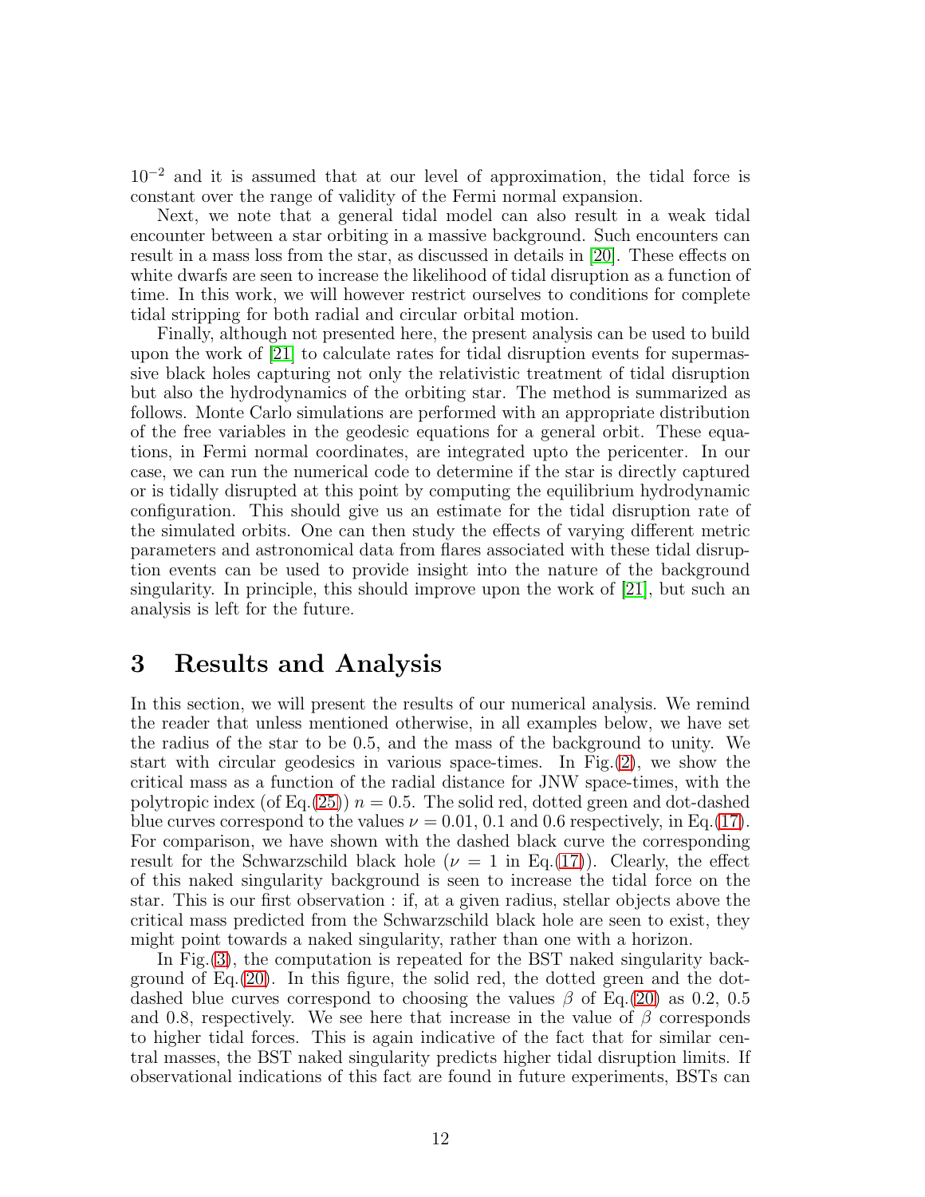$10^{-2}$ and it is assumed that at our level of approximation, the tidal force is constant over the range of validity of the Fermi normal expansion.

Next, we note that a general tidal model can also result in a weak tidal encounter between a star orbiting in a massive background. Such encounters can result in a mass loss from the star, as discussed in details in [20]. These effects on white dwarfs are seen to increase the likelihood of tidal disruption as a function of time. In this work, we will however restrict ourselves to conditions for complete tidal stripping for both radial and circular orbital motion.

Finally, although not presented here, the present analysis can be used to build upon the work of [21] to calculate rates for tidal disruption events for supermassive black holes capturing not only the relativistic treatment of tidal disruption but also the hydrodynamics of the orbiting star. The method is summarized as follows. Monte Carlo simulations are performed with an appropriate distribution of the free variables in the geodesic equations for a general orbit. These equations, in Fermi normal coordinates, are integrated upto the pericenter. In our case, we can run the numerical code to determine if the star is directly captured or is tidally disrupted at this point by computing the equilibrium hydrodynamic configuration. This should give us an estimate for the tidal disruption rate of the simulated orbits. One can then study the effects of varying different metric parameters and astronomical data from flares associated with these tidal disruption events can be used to provide insight into the nature of the background singularity. In principle, this should improve upon the work of [21], but such an analysis is left for the future.

# 3 Results and Analysis

In this section, we will present the results of our numerical analysis. We remind the reader that unless mentioned otherwise, in all examples below, we have set the radius of the star to be 0.5, and the mass of the background to unity. We start with circular geodesics in various space-times. In Fig.(2), we show the critical mass as a function of the radial distance for JNW space-times, with the polytropic index (of Eq.(25)) $n = 0.5$. The solid red, dotted green and dot-dashed blue curves correspond to the values $\nu = 0.01$, 0.1 and 0.6 respectively, in Eq.(17). For comparison, we have shown with the dashed black curve the corresponding result for the Schwarzschild black hole ($\nu = 1$ in Eq.(17)). Clearly, the effect of this naked singularity background is seen to increase the tidal force on the star. This is our first observation : if, at a given radius, stellar objects above the critical mass predicted from the Schwarzschild black hole are seen to exist, they might point towards a naked singularity, rather than one with a horizon.

In Fig.(3), the computation is repeated for the BST naked singularity background of Eq.(20). In this figure, the solid red, the dotted green and the dot-dashed blue curves correspond to choosing the values $\beta$ of Eq.(20) as 0.2, 0.5 and 0.8, respectively. We see here that increase in the value of $\beta$ corresponds to higher tidal forces. This is again indicative of the fact that for similar central masses, the BST naked singularity predicts higher tidal disruption limits. If observational indications of this fact are found in future experiments, BSTs can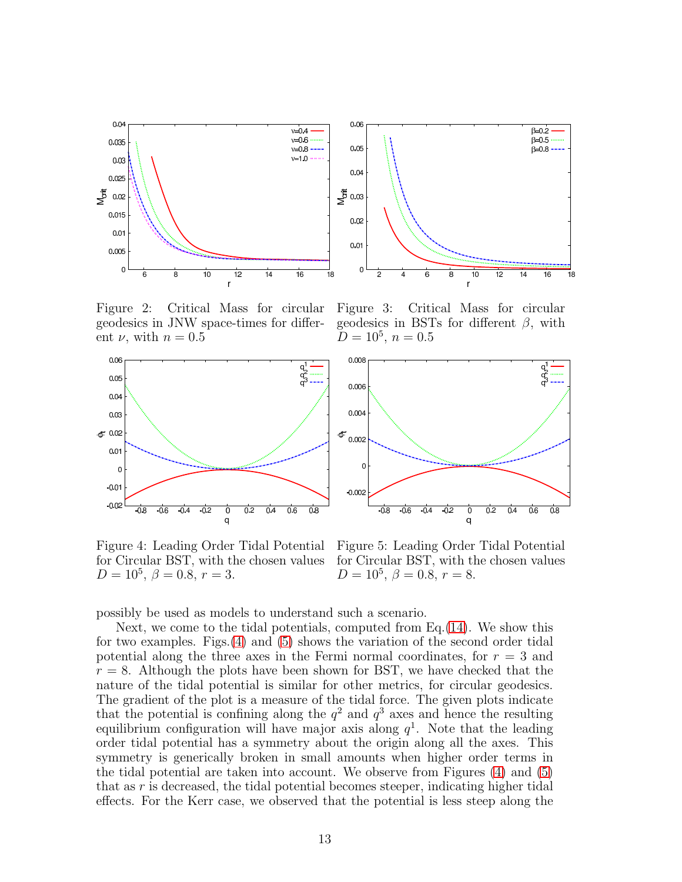Figure 2: Critical Mass for circular geodesics in JNW space-times for different $\nu$, with $n = 0.5$

Figure 3: Critical Mass for circular geodesics in BSTs for different $\beta$, with $D = 10^5$, $n = 0.5$

Figure 4: Leading Order Tidal Potential for Circular BST, with the chosen values $D = 10^5$, $\beta = 0.8$, $r = 3$.

Figure 5: Leading Order Tidal Potential for Circular BST, with the chosen values $D = 10^5$, $\beta = 0.8$, $r = 8$.

possibly be used as models to understand such a scenario.

Next, we come to the tidal potentials, computed from Eq.(14). We show this for two examples. Figs.(4) and (5) shows the variation of the second order tidal potential along the three axes in the Fermi normal coordinates, for $r = 3$ and $r = 8$. Although the plots have been shown for BST, we have checked that the nature of the tidal potential is similar for other metrics, for circular geodesics. The gradient of the plot is a measure of the tidal force. The given plots indicate that the potential is confining along the $q^2$ and $q^3$ axes and hence the resulting equilibrium configuration will have major axis along $q^1$. Note that the leading order tidal potential has a symmetry about the origin along all the axes. This symmetry is generically broken in small amounts when higher order terms in the tidal potential are taken into account. We observe from Figures (4) and (5) that as $r$ is decreased, the tidal potential becomes steeper, indicating higher tidal effects. For the Kerr case, we observed that the potential is less steep along the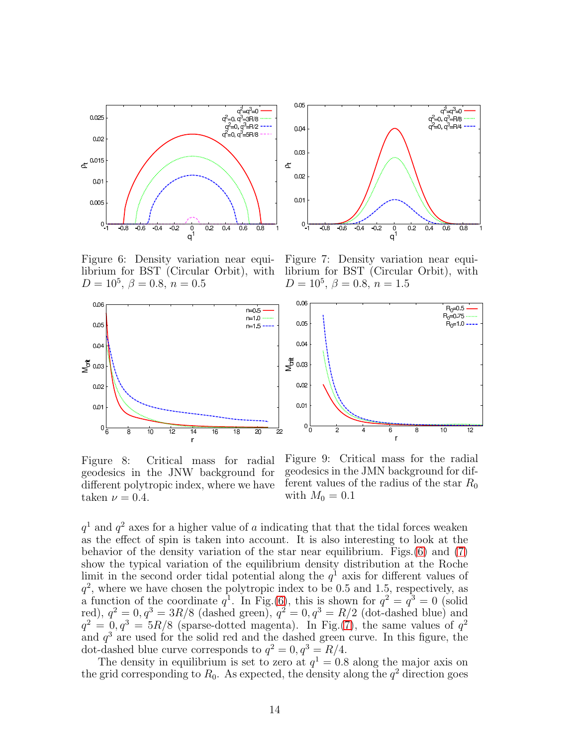Figure 6: Density variation near equilibrium for BST (Circular Orbit), with $D = 10^5$, $\beta = 0.8$, $n = 0.5$

Figure 7: Density variation near equilibrium for BST (Circular Orbit), with $D = 10^5$, $\beta = 0.8$, $n = 1.5$

Figure 8: Critical mass for radial geodesics in the JNW background for different polytropic index, where we have taken $\nu = 0.4$.

Figure 9: Critical mass for the radial geodesics in the JMN background for different values of the radius of the star $R_0$ with $M_0 = 0.1$

$q^1$ and $q^2$ axes for a higher value of $a$ indicating that that the tidal forces weaken as the effect of spin is taken into account. It is also interesting to look at the behavior of the density variation of the star near equilibrium. Figs.(6) and (7) show the typical variation of the equilibrium density distribution at the Roche limit in the second order tidal potential along the $q^1$ axis for different values of $q^2$, where we have chosen the polytropic index to be 0.5 and 1.5, respectively, as a function of the coordinate $q^1$. In Fig.(6), this is shown for $q^2 = q^3 = 0$ (solid red), $q^2 = 0, q^3 = 3R/8$ (dashed green), $q^2 = 0, q^3 = R/2$ (dot-dashed blue) and $q^2 = 0, q^3 = 5R/8$ (sparse-dotted magenta). In Fig.(7), the same values of $q^2$ and $q^3$ are used for the solid red and the dashed green curve. In this figure, the dot-dashed blue curve corresponds to $q^2 = 0, q^3 = R/4$.

The density in equilibrium is set to zero at $q^1 = 0.8$ along the major axis on the grid corresponding to $R_0$. As expected, the density along the $q^2$ direction goes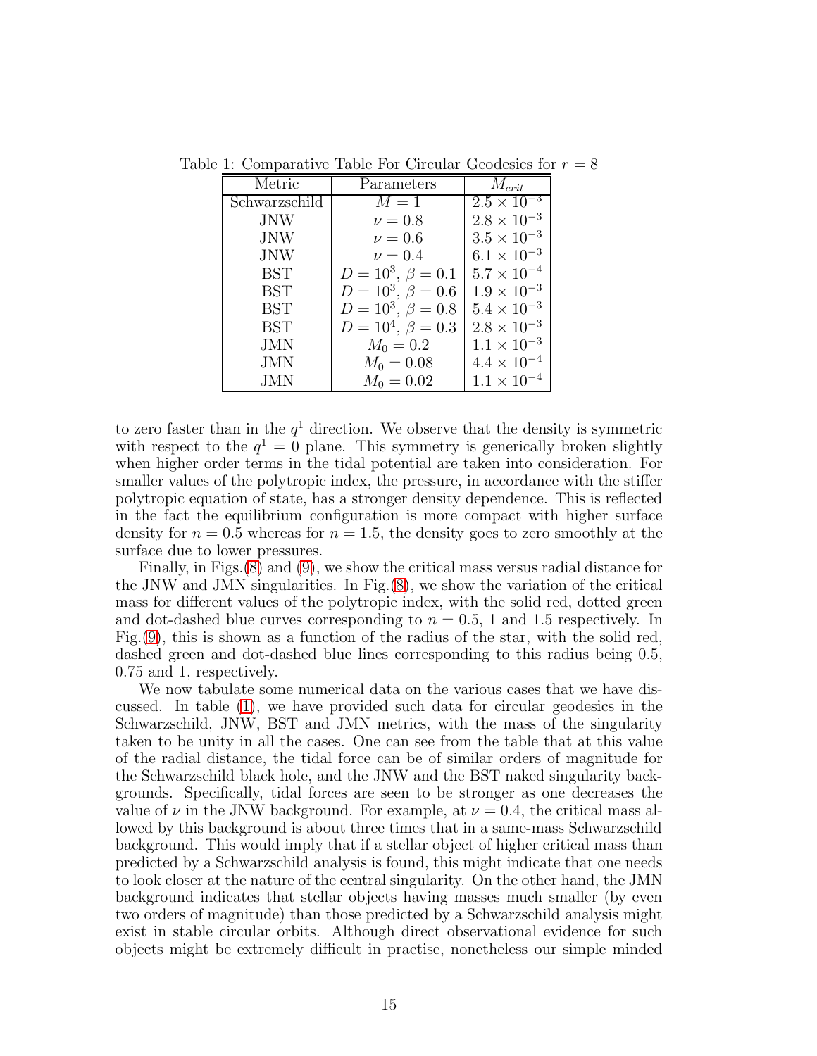Table 1: Comparative Table For Circular Geodesics for $r = 8$

| Metric | Parameters | $M_{crit}$ |
|---|---|---|
| Schwarzschild | $M = 1$ | $2.5 \times 10^{-3}$ |
| JNW | $\nu = 0.8$ | $2.8 \times 10^{-3}$ |
| JNW | $\nu = 0.6$ | $3.5 \times 10^{-3}$ |
| JNW | $\nu = 0.4$ | $6.1 \times 10^{-3}$ |
| BST | $D = 10^3$, $\beta = 0.1$ | $5.7 \times 10^{-4}$ |
| BST | $D = 10^3$, $\beta = 0.6$ | $1.9 \times 10^{-3}$ |
| BST | $D = 10^3$, $\beta = 0.8$ | $5.4 \times 10^{-3}$ |
| BST | $D = 10^4$, $\beta = 0.3$ | $2.8 \times 10^{-3}$ |
| JMN | $M_0 = 0.2$ | $1.1 \times 10^{-3}$ |
| JMN | $M_0 = 0.08$ | $4.4 \times 10^{-4}$ |
| JMN | $M_0 = 0.02$ | $1.1 \times 10^{-4}$ |

to zero faster than in the $q^1$ direction. We observe that the density is symmetric with respect to the $q^1 = 0$ plane. This symmetry is generically broken slightly when higher order terms in the tidal potential are taken into consideration. For smaller values of the polytropic index, the pressure, in accordance with the stiffer polytropic equation of state, has a stronger density dependence. This is reflected in the fact the equilibrium configuration is more compact with higher surface density for $n = 0.5$ whereas for $n = 1.5$, the density goes to zero smoothly at the surface due to lower pressures.

Finally, in Figs.(8) and (9), we show the critical mass versus radial distance for the JNW and JMN singularities. In Fig.(8), we show the variation of the critical mass for different values of the polytropic index, with the solid red, dotted green and dot-dashed blue curves corresponding to $n = 0.5$, 1 and 1.5 respectively. In Fig.(9), this is shown as a function of the radius of the star, with the solid red, dashed green and dot-dashed blue lines corresponding to this radius being 0.5, 0.75 and 1, respectively.

We now tabulate some numerical data on the various cases that we have discussed. In table (1), we have provided such data for circular geodesics in the Schwarzschild, JNW, BST and JMN metrics, with the mass of the singularity taken to be unity in all the cases. One can see from the table that at this value of the radial distance, the tidal force can be of similar orders of magnitude for the Schwarzschild black hole, and the JNW and the BST naked singularity backgrounds. Specifically, tidal forces are seen to be stronger as one decreases the value of $\nu$ in the JNW background. For example, at $\nu = 0.4$, the critical mass allowed by this background is about three times that in a same-mass Schwarzschild background. This would imply that if a stellar object of higher critical mass than predicted by a Schwarzschild analysis is found, this might indicate that one needs to look closer at the nature of the central singularity. On the other hand, the JMN background indicates that stellar objects having masses much smaller (by even two orders of magnitude) than those predicted by a Schwarzschild analysis might exist in stable circular orbits. Although direct observational evidence for such objects might be extremely difficult in practise, nonetheless our simple minded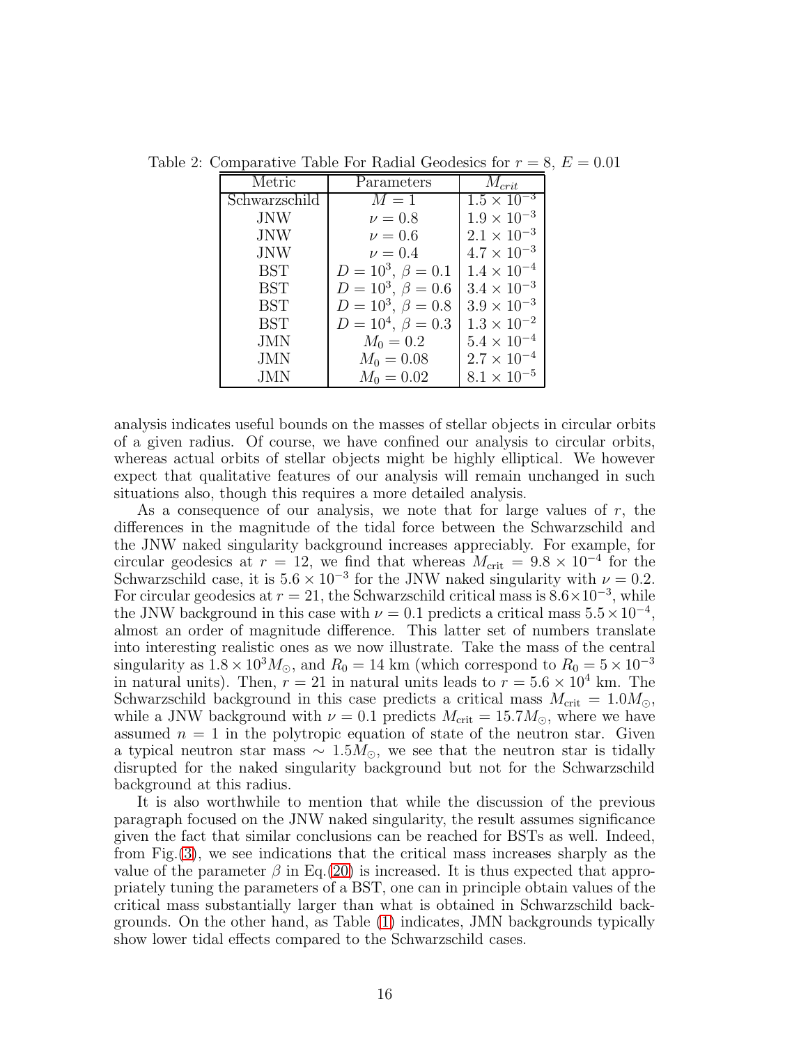Table 2: Comparative Table For Radial Geodesics for $r = 8$, $E = 0.01$

| Metric | Parameters | $M_{crit}$ |
|---|---|---|
| Schwarzschild | $M = 1$ | $1.5 \times 10^{-3}$ |
| JNW | $\nu = 0.8$ | $1.9 \times 10^{-3}$ |
| JNW | $\nu = 0.6$ | $2.1 \times 10^{-3}$ |
| JNW | $\nu = 0.4$ | $4.7 \times 10^{-3}$ |
| BST | $D = 10^3$, $\beta = 0.1$ | $1.4 \times 10^{-4}$ |
| BST | $D = 10^3$, $\beta = 0.6$ | $3.4 \times 10^{-3}$ |
| BST | $D = 10^3$, $\beta = 0.8$ | $3.9 \times 10^{-3}$ |
| BST | $D = 10^4$, $\beta = 0.3$ | $1.3 \times 10^{-2}$ |
| JMN | $M_0 = 0.2$ | $5.4 \times 10^{-4}$ |
| JMN | $M_0 = 0.08$ | $2.7 \times 10^{-4}$ |
| JMN | $M_0 = 0.02$ | $8.1 \times 10^{-5}$ |

analysis indicates useful bounds on the masses of stellar objects in circular orbits of a given radius. Of course, we have confined our analysis to circular orbits, whereas actual orbits of stellar objects might be highly elliptical. We however expect that qualitative features of our analysis will remain unchanged in such situations also, though this requires a more detailed analysis.

As a consequence of our analysis, we note that for large values of $r$, the differences in the magnitude of the tidal force between the Schwarzschild and the JNW naked singularity background increases appreciably. For example, for circular geodesics at $r = 12$, we find that whereas $M_{\text{crit}} = 9.8 \times 10^{-4}$ for the Schwarzschild case, it is $5.6 \times 10^{-3}$ for the JNW naked singularity with $\nu = 0.2$. For circular geodesics at $r = 21$, the Schwarzschild critical mass is $8.6 \times 10^{-3}$, while the JNW background in this case with $\nu = 0.1$ predicts a critical mass $5.5 \times 10^{-4}$, almost an order of magnitude difference. This latter set of numbers translate into interesting realistic ones as we now illustrate. Take the mass of the central singularity as $1.8 \times 10^3 M_{\odot}$, and $R_0 = 14$ km (which correspond to $R_0 = 5 \times 10^{-3}$ in natural units). Then, $r = 21$ in natural units leads to $r = 5.6 \times 10^4$ km. The Schwarzschild background in this case predicts a critical mass $M_{\text{crit}} = 1.0 M_{\odot}$, while a JNW background with $\nu = 0.1$ predicts $M_{\text{crit}} = 15.7 M_{\odot}$, where we have assumed $n = 1$ in the polytropic equation of state of the neutron star. Given a typical neutron star mass $\sim 1.5 M_{\odot}$, we see that the neutron star is tidally disrupted for the naked singularity background but not for the Schwarzschild background at this radius.

It is also worthwhile to mention that while the discussion of the previous paragraph focused on the JNW naked singularity, the result assumes significance given the fact that similar conclusions can be reached for BSTs as well. Indeed, from Fig.(3), we see indications that the critical mass increases sharply as the value of the parameter $\beta$ in Eq.(20) is increased. It is thus expected that appropriately tuning the parameters of a BST, one can in principle obtain values of the critical mass substantially larger than what is obtained in Schwarzschild backgrounds. On the other hand, as Table (1) indicates, JMN backgrounds typically show lower tidal effects compared to the Schwarzschild cases.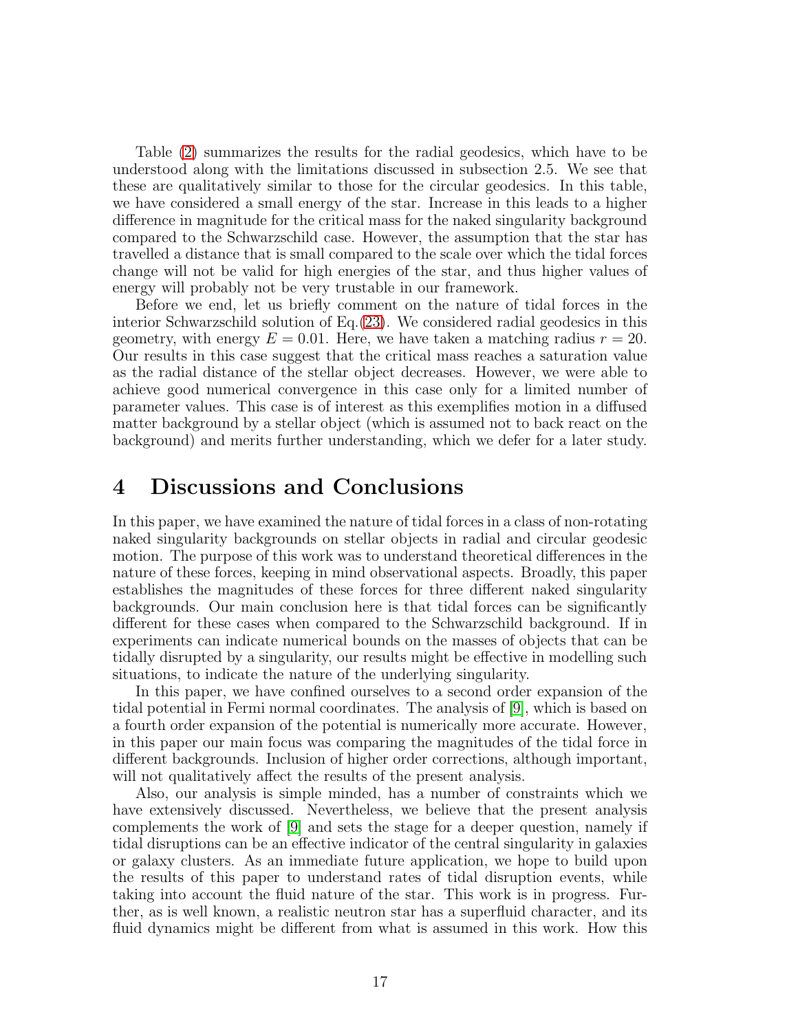Table (2) summarizes the results for the radial geodesics, which have to be understood along with the limitations discussed in subsection 2.5. We see that these are qualitatively similar to those for the circular geodesics. In this table, we have considered a small energy of the star. Increase in this leads to a higher difference in magnitude for the critical mass for the naked singularity background compared to the Schwarzschild case. However, the assumption that the star has travelled a distance that is small compared to the scale over which the tidal forces change will not be valid for high energies of the star, and thus higher values of energy will probably not be very trustable in our framework.

Before we end, let us briefly comment on the nature of tidal forces in the interior Schwarzschild solution of Eq.(23). We considered radial geodesics in this geometry, with energy $E = 0.01$. Here, we have taken a matching radius $r = 20$. Our results in this case suggest that the critical mass reaches a saturation value as the radial distance of the stellar object decreases. However, we were able to achieve good numerical convergence in this case only for a limited number of parameter values. This case is of interest as this exemplifies motion in a diffused matter background by a stellar object (which is assumed not to back react on the background) and merits further understanding, which we defer for a later study.

# 4 Discussions and Conclusions

In this paper, we have examined the nature of tidal forces in a class of non-rotating naked singularity backgrounds on stellar objects in radial and circular geodesic motion. The purpose of this work was to understand theoretical differences in the nature of these forces, keeping in mind observational aspects. Broadly, this paper establishes the magnitudes of these forces for three different naked singularity backgrounds. Our main conclusion here is that tidal forces can be significantly different for these cases when compared to the Schwarzschild background. If in experiments can indicate numerical bounds on the masses of objects that can be tidally disrupted by a singularity, our results might be effective in modelling such situations, to indicate the nature of the underlying singularity.

In this paper, we have confined ourselves to a second order expansion of the tidal potential in Fermi normal coordinates. The analysis of [9], which is based on a fourth order expansion of the potential is numerically more accurate. However, in this paper our main focus was comparing the magnitudes of the tidal force in different backgrounds. Inclusion of higher order corrections, although important, will not qualitatively affect the results of the present analysis.

Also, our analysis is simple minded, has a number of constraints which we have extensively discussed. Nevertheless, we believe that the present analysis complements the work of [9] and sets the stage for a deeper question, namely if tidal disruptions can be an effective indicator of the central singularity in galaxies or galaxy clusters. As an immediate future application, we hope to build upon the results of this paper to understand rates of tidal disruption events, while taking into account the fluid nature of the star. This work is in progress. Further, as is well known, a realistic neutron star has a superfluid character, and its fluid dynamics might be different from what is assumed in this work. How this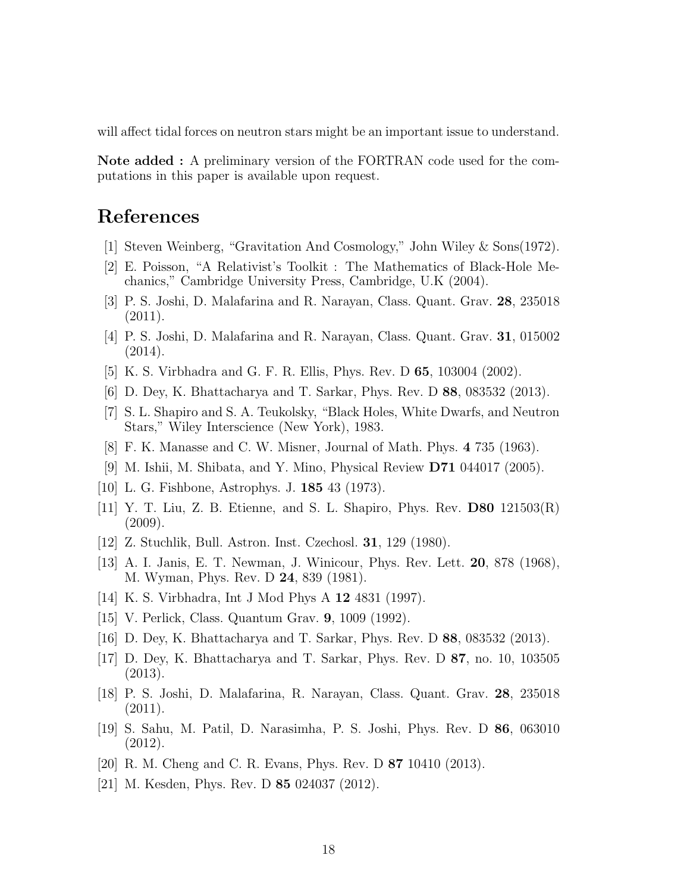will affect tidal forces on neutron stars might be an important issue to understand.

**Note added :** A preliminary version of the FORTRAN code used for the computations in this paper is available upon request.

# References

[1] Steven Weinberg, “Gravitation And Cosmology,” John Wiley & Sons(1972).

[2] E. Poisson, “A Relativist’s Toolkit : The Mathematics of Black-Hole Mechanics,” Cambridge University Press, Cambridge, U.K (2004).

[3] P. S. Joshi, D. Malafarina and R. Narayan, Class. Quant. Grav. **28**, 235018 (2011).

[4] P. S. Joshi, D. Malafarina and R. Narayan, Class. Quant. Grav. **31**, 015002 (2014).

[5] K. S. Virbhadra and G. F. R. Ellis, Phys. Rev. D **65**, 103004 (2002).

[6] D. Dey, K. Bhattacharya and T. Sarkar, Phys. Rev. D **88**, 083532 (2013).

[7] S. L. Shapiro and S. A. Teukolsky, “Black Holes, White Dwarfs, and Neutron Stars,” Wiley Interscience (New York), 1983.

[8] F. K. Manasse and C. W. Misner, Journal of Math. Phys. **4** 735 (1963).

[9] M. Ishii, M. Shibata, and Y. Mino, Physical Review **D71** 044017 (2005).

[10] L. G. Fishbone, Astrophys. J. **185** 43 (1973).

[11] Y. T. Liu, Z. B. Etienne, and S. L. Shapiro, Phys. Rev. **D80** 121503(R) (2009).

[12] Z. Stuchlik, Bull. Astron. Inst. Czechosl. **31**, 129 (1980).

[13] A. I. Janis, E. T. Newman, J. Winicour, Phys. Rev. Lett. **20**, 878 (1968), M. Wyman, Phys. Rev. D **24**, 839 (1981).

[14] K. S. Virbhadra, Int J Mod Phys A **12** 4831 (1997).

[15] V. Perlick, Class. Quantum Grav. **9**, 1009 (1992).

[16] D. Dey, K. Bhattacharya and T. Sarkar, Phys. Rev. D **88**, 083532 (2013).

[17] D. Dey, K. Bhattacharya and T. Sarkar, Phys. Rev. D **87**, no. 10, 103505 (2013).

[18] P. S. Joshi, D. Malafarina, R. Narayan, Class. Quant. Grav. **28**, 235018 (2011).

[19] S. Sahu, M. Patil, D. Narasimha, P. S. Joshi, Phys. Rev. D **86**, 063010 (2012).

[20] R. M. Cheng and C. R. Evans, Phys. Rev. D **87** 10410 (2013).

[21] M. Kesden, Phys. Rev. D **85** 024037 (2012).